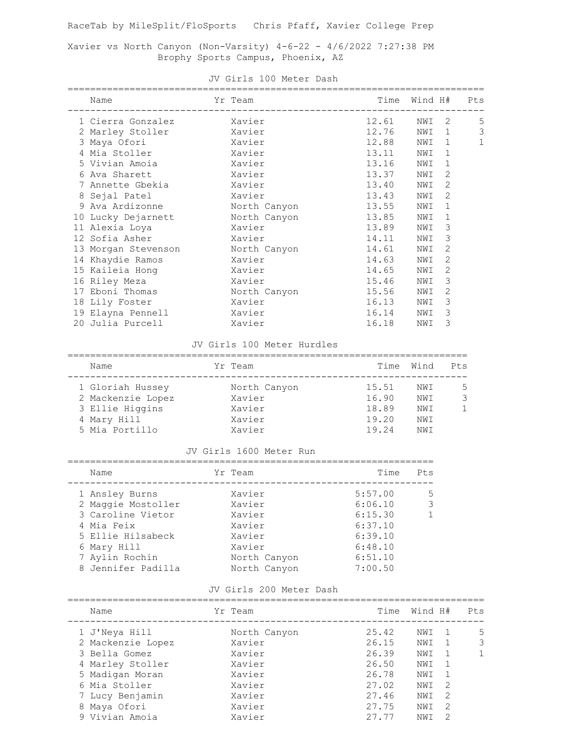RaceTab by MileSplit/FloSports   Chris Pfaff, Xavier College Prep

Xavier vs North Canyon (Non-Varsity) 4-6-22 - 4/6/2022 7:27:38 PM
Brophy Sports Campus, Phoenix, AZ

## JV Girls 100 Meter Dash

| | Name | Yr | Team | Time | Wind | H# | Pts |
|---|---|---|---|---|---|---|---|
| 1 | Cierra Gonzalez | | Xavier | 12.61 | NWI | 2 | 5 |
| 2 | Marley Stoller | | Xavier | 12.76 | NWI | 1 | 3 |
| 3 | Maya Ofori | | Xavier | 12.88 | NWI | 1 | 1 |
| 4 | Mia Stoller | | Xavier | 13.11 | NWI | 1 | |
| 5 | Vivian Amoia | | Xavier | 13.16 | NWI | 1 | |
| 6 | Ava Sharett | | Xavier | 13.37 | NWI | 2 | |
| 7 | Annette Gbekia | | Xavier | 13.40 | NWI | 2 | |
| 8 | Sejal Patel | | Xavier | 13.43 | NWI | 2 | |
| 9 | Ava Ardizonne | | North Canyon | 13.55 | NWI | 1 | |
| 10 | Lucky Dejarnett | | North Canyon | 13.85 | NWI | 1 | |
| 11 | Alexia Loya | | Xavier | 13.89 | NWI | 3 | |
| 12 | Sofia Asher | | Xavier | 14.11 | NWI | 3 | |
| 13 | Morgan Stevenson | | North Canyon | 14.61 | NWI | 2 | |
| 14 | Khaydie Ramos | | Xavier | 14.63 | NWI | 2 | |
| 15 | Kaileia Hong | | Xavier | 14.65 | NWI | 2 | |
| 16 | Riley Meza | | Xavier | 15.46 | NWI | 3 | |
| 17 | Eboni Thomas | | North Canyon | 15.56 | NWI | 2 | |
| 18 | Lily Foster | | Xavier | 16.13 | NWI | 3 | |
| 19 | Elayna Pennell | | Xavier | 16.14 | NWI | 3 | |
| 20 | Julia Purcell | | Xavier | 16.18 | NWI | 3 | |

## JV Girls 100 Meter Hurdles

| | Name | Yr | Team | Time | Wind | Pts |
|---|---|---|---|---|---|---|
| 1 | Gloriah Hussey | | North Canyon | 15.51 | NWI | 5 |
| 2 | Mackenzie Lopez | | Xavier | 16.90 | NWI | 3 |
| 3 | Ellie Higgins | | Xavier | 18.89 | NWI | 1 |
| 4 | Mary Hill | | Xavier | 19.20 | NWI | |
| 5 | Mia Portillo | | Xavier | 19.24 | NWI | |

## JV Girls 1600 Meter Run

| | Name | Yr | Team | Time | Pts |
|---|---|---|---|---|---|
| 1 | Ansley Burns | | Xavier | 5:57.00 | 5 |
| 2 | Maggie Mostoller | | Xavier | 6:06.10 | 3 |
| 3 | Caroline Vietor | | Xavier | 6:15.30 | 1 |
| 4 | Mia Feix | | Xavier | 6:37.10 | |
| 5 | Ellie Hilsabeck | | Xavier | 6:39.10 | |
| 6 | Mary Hill | | Xavier | 6:48.10 | |
| 7 | Aylin Rochin | | North Canyon | 6:51.10 | |
| 8 | Jennifer Padilla | | North Canyon | 7:00.50 | |

## JV Girls 200 Meter Dash

| | Name | Yr | Team | Time | Wind | H# | Pts |
|---|---|---|---|---|---|---|---|
| 1 | J'Neya Hill | | North Canyon | 25.42 | NWI | 1 | 5 |
| 2 | Mackenzie Lopez | | Xavier | 26.15 | NWI | 1 | 3 |
| 3 | Bella Gomez | | Xavier | 26.39 | NWI | 1 | 1 |
| 4 | Marley Stoller | | Xavier | 26.50 | NWI | 1 | |
| 5 | Madigan Moran | | Xavier | 26.78 | NWI | 1 | |
| 6 | Mia Stoller | | Xavier | 27.02 | NWI | 2 | |
| 7 | Lucy Benjamin | | Xavier | 27.46 | NWI | 2 | |
| 8 | Maya Ofori | | Xavier | 27.75 | NWI | 2 | |
| 9 | Vivian Amoia | | Xavier | 27.77 | NWI | 2 | |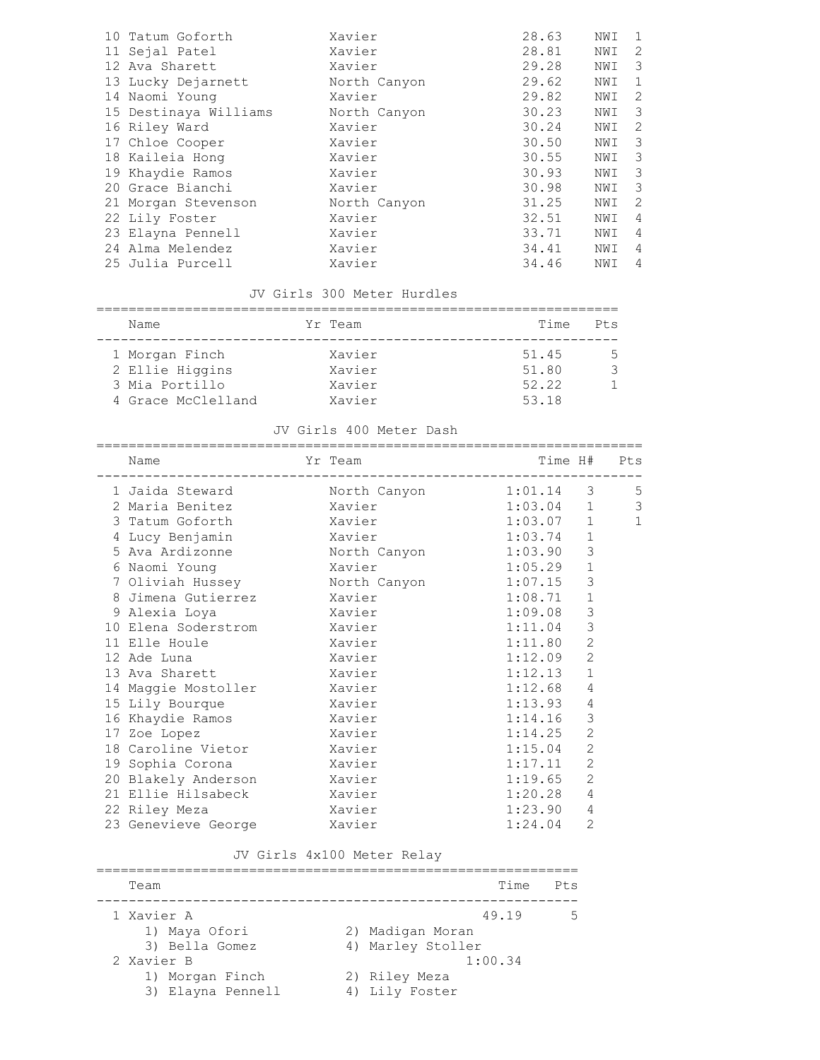| Place | Name | Yr | Team | Time | | H# |
|---|---|---|---|---|---|---|
| 10 | Tatum Goforth | | Xavier | 28.63 | NWI | 1 |
| 11 | Sejal Patel | | Xavier | 28.81 | NWI | 2 |
| 12 | Ava Sharett | | Xavier | 29.28 | NWI | 3 |
| 13 | Lucky Dejarnett | | North Canyon | 29.62 | NWI | 1 |
| 14 | Naomi Young | | Xavier | 29.82 | NWI | 2 |
| 15 | Destinaya Williams | | North Canyon | 30.23 | NWI | 3 |
| 16 | Riley Ward | | Xavier | 30.24 | NWI | 2 |
| 17 | Chloe Cooper | | Xavier | 30.50 | NWI | 3 |
| 18 | Kaileia Hong | | Xavier | 30.55 | NWI | 3 |
| 19 | Khaydie Ramos | | Xavier | 30.93 | NWI | 3 |
| 20 | Grace Bianchi | | Xavier | 30.98 | NWI | 3 |
| 21 | Morgan Stevenson | | North Canyon | 31.25 | NWI | 2 |
| 22 | Lily Foster | | Xavier | 32.51 | NWI | 4 |
| 23 | Elayna Pennell | | Xavier | 33.71 | NWI | 4 |
| 24 | Alma Melendez | | Xavier | 34.41 | NWI | 4 |
| 25 | Julia Purcell | | Xavier | 34.46 | NWI | 4 |

## JV Girls 300 Meter Hurdles

| | Name | Yr | Team | Time | Pts |
|---|---|---|---|---|---|
| 1 | Morgan Finch | | Xavier | 51.45 | 5 |
| 2 | Ellie Higgins | | Xavier | 51.80 | 3 |
| 3 | Mia Portillo | | Xavier | 52.22 | 1 |
| 4 | Grace McClelland | | Xavier | 53.18 | |

## JV Girls 400 Meter Dash

| | Name | Yr | Team | Time | H# | Pts |
|---|---|---|---|---|---|---|
| 1 | Jaida Steward | | North Canyon | 1:01.14 | 3 | 5 |
| 2 | Maria Benitez | | Xavier | 1:03.04 | 1 | 3 |
| 3 | Tatum Goforth | | Xavier | 1:03.07 | 1 | 1 |
| 4 | Lucy Benjamin | | Xavier | 1:03.74 | 1 | |
| 5 | Ava Ardizonne | | North Canyon | 1:03.90 | 3 | |
| 6 | Naomi Young | | Xavier | 1:05.29 | 1 | |
| 7 | Oliviah Hussey | | North Canyon | 1:07.15 | 3 | |
| 8 | Jimena Gutierrez | | Xavier | 1:08.71 | 1 | |
| 9 | Alexia Loya | | Xavier | 1:09.08 | 3 | |
| 10 | Elena Soderstrom | | Xavier | 1:11.04 | 3 | |
| 11 | Elle Houle | | Xavier | 1:11.80 | 2 | |
| 12 | Ade Luna | | Xavier | 1:12.09 | 2 | |
| 13 | Ava Sharett | | Xavier | 1:12.13 | 1 | |
| 14 | Maggie Mostoller | | Xavier | 1:12.68 | 4 | |
| 15 | Lily Bourque | | Xavier | 1:13.93 | 4 | |
| 16 | Khaydie Ramos | | Xavier | 1:14.16 | 3 | |
| 17 | Zoe Lopez | | Xavier | 1:14.25 | 2 | |
| 18 | Caroline Vietor | | Xavier | 1:15.04 | 2 | |
| 19 | Sophia Corona | | Xavier | 1:17.11 | 2 | |
| 20 | Blakely Anderson | | Xavier | 1:19.65 | 2 | |
| 21 | Ellie Hilsabeck | | Xavier | 1:20.28 | 4 | |
| 22 | Riley Meza | | Xavier | 1:23.90 | 4 | |
| 23 | Genevieve George | | Xavier | 1:24.04 | 2 | |

## JV Girls 4x100 Meter Relay

| | Team | Time | Pts |
|---|---|---|---|
| 1 | Xavier A | 49.19 | 5 |
| | 1) Maya Ofori, 2) Madigan Moran, 3) Bella Gomez, 4) Marley Stoller | | |
| 2 | Xavier B | 1:00.34 | |
| | 1) Morgan Finch, 2) Riley Meza, 3) Elayna Pennell, 4) Lily Foster | | |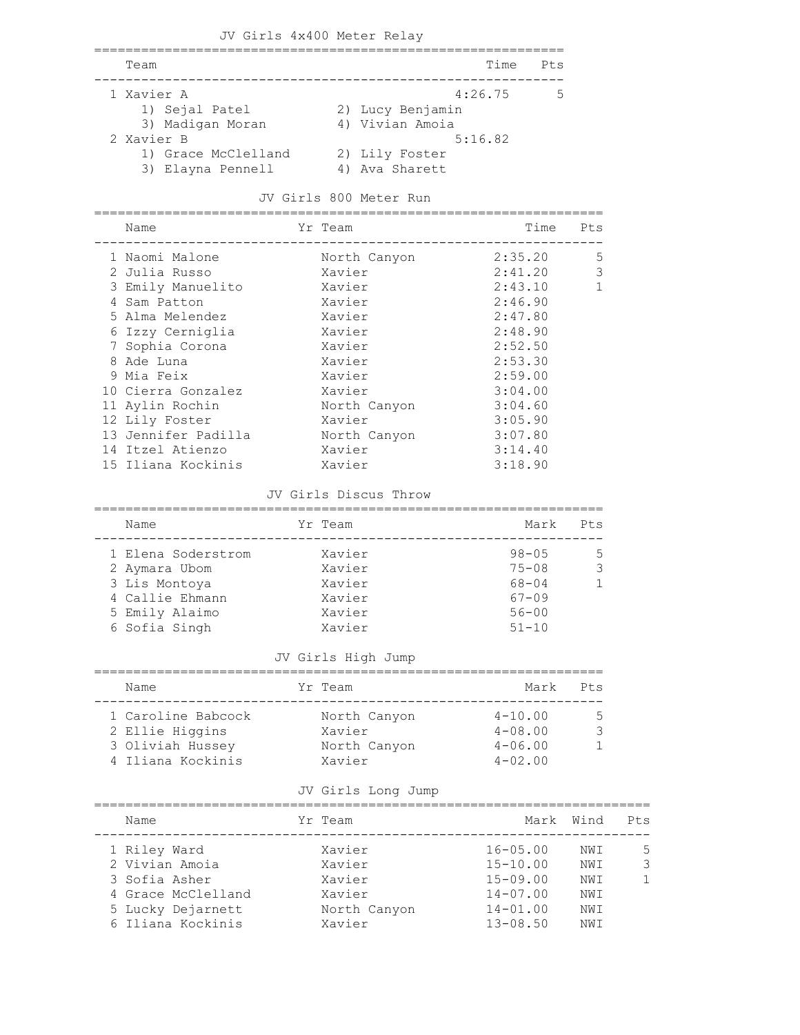### JV Girls 4x400 Meter Relay

| | Team | Time | Pts |
|---|---|---|---|
| 1 | Xavier A | 4:26.75 | 5 |
| | 1) Sejal Patel, 2) Lucy Benjamin, 3) Madigan Moran, 4) Vivian Amoia | | |
| 2 | Xavier B | 5:16.82 | |
| | 1) Grace McClelland, 2) Lily Foster, 3) Elayna Pennell, 4) Ava Sharett | | |

### JV Girls 800 Meter Run

| | Name | Yr | Team | Time | Pts |
|---|---|---|---|---|---|
| 1 | Naomi Malone | | North Canyon | 2:35.20 | 5 |
| 2 | Julia Russo | | Xavier | 2:41.20 | 3 |
| 3 | Emily Manuelito | | Xavier | 2:43.10 | 1 |
| 4 | Sam Patton | | Xavier | 2:46.90 | |
| 5 | Alma Melendez | | Xavier | 2:47.80 | |
| 6 | Izzy Cerniglia | | Xavier | 2:48.90 | |
| 7 | Sophia Corona | | Xavier | 2:52.50 | |
| 8 | Ade Luna | | Xavier | 2:53.30 | |
| 9 | Mia Feix | | Xavier | 2:59.00 | |
| 10 | Cierra Gonzalez | | Xavier | 3:04.00 | |
| 11 | Aylin Rochin | | North Canyon | 3:04.60 | |
| 12 | Lily Foster | | Xavier | 3:05.90 | |
| 13 | Jennifer Padilla | | North Canyon | 3:07.80 | |
| 14 | Itzel Atienzo | | Xavier | 3:14.40 | |
| 15 | Iliana Kockinis | | Xavier | 3:18.90 | |

### JV Girls Discus Throw

| | Name | Yr | Team | Mark | Pts |
|---|---|---|---|---|---|
| 1 | Elena Soderstrom | | Xavier | 98-05 | 5 |
| 2 | Aymara Ubom | | Xavier | 75-08 | 3 |
| 3 | Lis Montoya | | Xavier | 68-04 | 1 |
| 4 | Callie Ehmann | | Xavier | 67-09 | |
| 5 | Emily Alaimo | | Xavier | 56-00 | |
| 6 | Sofia Singh | | Xavier | 51-10 | |

### JV Girls High Jump

| | Name | Yr | Team | Mark | Pts |
|---|---|---|---|---|---|
| 1 | Caroline Babcock | | North Canyon | 4-10.00 | 5 |
| 2 | Ellie Higgins | | Xavier | 4-08.00 | 3 |
| 3 | Oliviah Hussey | | North Canyon | 4-06.00 | 1 |
| 4 | Iliana Kockinis | | Xavier | 4-02.00 | |

### JV Girls Long Jump

| | Name | Yr | Team | Mark | Wind | Pts |
|---|---|---|---|---|---|---|
| 1 | Riley Ward | | Xavier | 16-05.00 | NWI | 5 |
| 2 | Vivian Amoia | | Xavier | 15-10.00 | NWI | 3 |
| 3 | Sofia Asher | | Xavier | 15-09.00 | NWI | 1 |
| 4 | Grace McClelland | | Xavier | 14-07.00 | NWI | |
| 5 | Lucky Dejarnett | | North Canyon | 14-01.00 | NWI | |
| 6 | Iliana Kockinis | | Xavier | 13-08.50 | NWI | |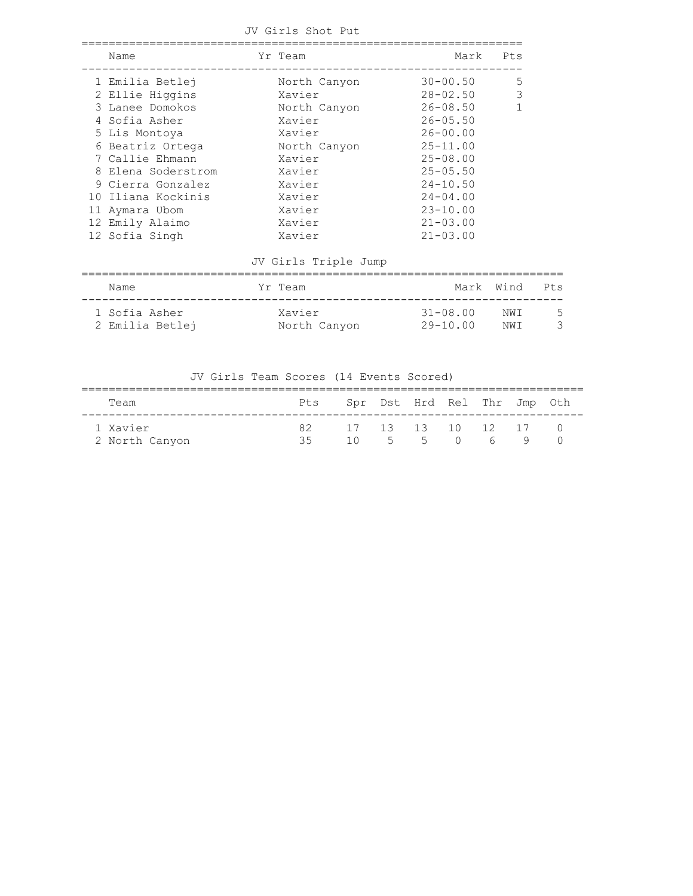## JV Girls Shot Put

| | Name | Yr | Team | Mark | Pts |
|---|---|---|---|---|---|
| 1 | Emilia Betlej | | North Canyon | 30-00.50 | 5 |
| 2 | Ellie Higgins | | Xavier | 28-02.50 | 3 |
| 3 | Lanee Domokos | | North Canyon | 26-08.50 | 1 |
| 4 | Sofia Asher | | Xavier | 26-05.50 | |
| 5 | Lis Montoya | | Xavier | 26-00.00 | |
| 6 | Beatriz Ortega | | North Canyon | 25-11.00 | |
| 7 | Callie Ehmann | | Xavier | 25-08.00 | |
| 8 | Elena Soderstrom | | Xavier | 25-05.50 | |
| 9 | Cierra Gonzalez | | Xavier | 24-10.50 | |
| 10 | Iliana Kockinis | | Xavier | 24-04.00 | |
| 11 | Aymara Ubom | | Xavier | 23-10.00 | |
| 12 | Emily Alaimo | | Xavier | 21-03.00 | |
| 12 | Sofia Singh | | Xavier | 21-03.00 | |

## JV Girls Triple Jump

| | Name | Yr | Team | Mark | Wind | Pts |
|---|---|---|---|---|---|---|
| 1 | Sofia Asher | | Xavier | 31-08.00 | NWI | 5 |
| 2 | Emilia Betlej | | North Canyon | 29-10.00 | NWI | 3 |

## JV Girls Team Scores (14 Events Scored)

| | Team | Pts | Spr | Dst | Hrd | Rel | Thr | Jmp | Oth |
|---|---|---|---|---|---|---|---|---|---|
| 1 | Xavier | 82 | 17 | 13 | 13 | 10 | 12 | 17 | 0 |
| 2 | North Canyon | 35 | 10 | 5 | 5 | 0 | 6 | 9 | 0 |